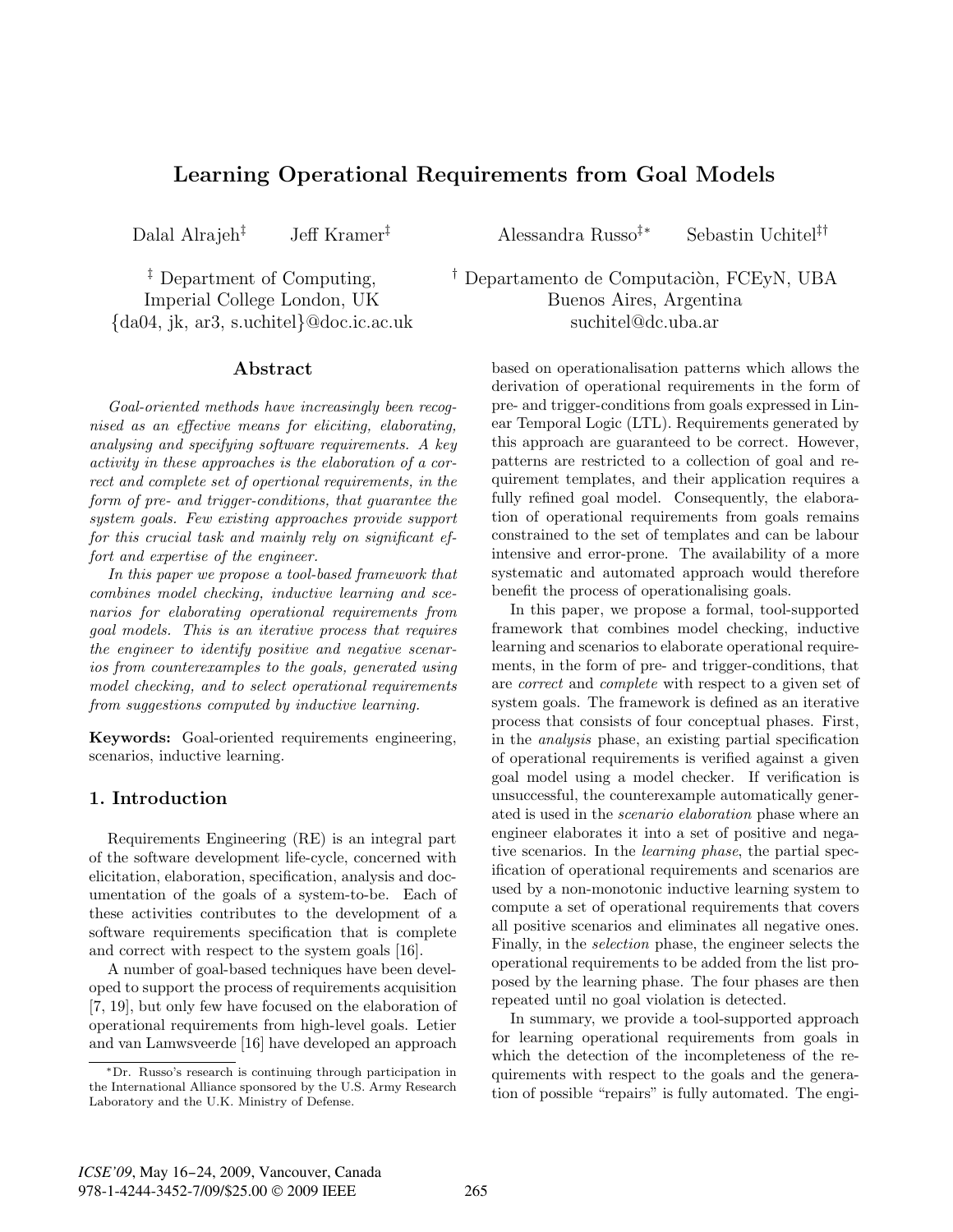# Learning Operational Requirements from Goal Models

Dalal Alrajeh[‡] Jeff Kramer[‡] Alessandra Russo[‡*] Sebastin Uchitel[‡†]

[‡] Department of Computing, Imperial College London, UK
{da04, jk, ar3, s.uchitel}@doc.ic.ac.uk

[†] Departamento de Computaciòn, FCEyN, UBA
Buenos Aires, Argentina
suchitel@dc.uba.ar

## Abstract

*Goal-oriented methods have increasingly been recognised as an effective means for eliciting, elaborating, analysing and specifying software requirements. A key activity in these approaches is the elaboration of a correct and complete set of opertional requirements, in the form of pre- and trigger-conditions, that guarantee the system goals. Few existing approaches provide support for this crucial task and mainly rely on significant effort and expertise of the engineer.*

*In this paper we propose a tool-based framework that combines model checking, inductive learning and scenarios for elaborating operational requirements from goal models. This is an iterative process that requires the engineer to identify positive and negative scenarios from counterexamples to the goals, generated using model checking, and to select operational requirements from suggestions computed by inductive learning.*

**Keywords:** Goal-oriented requirements engineering, scenarios, inductive learning.

## 1. Introduction

Requirements Engineering (RE) is an integral part of the software development life-cycle, concerned with elicitation, elaboration, specification, analysis and documentation of the goals of a system-to-be. Each of these activities contributes to the development of a software requirements specification that is complete and correct with respect to the system goals [16].

A number of goal-based techniques have been developed to support the process of requirements acquisition [7, 19], but only few have focused on the elaboration of operational requirements from high-level goals. Letier and van Lamwsveerde [16] have developed an approach based on operationalisation patterns which allows the derivation of operational requirements in the form of pre- and trigger-conditions from goals expressed in Linear Temporal Logic (LTL). Requirements generated by this approach are guaranteed to be correct. However, patterns are restricted to a collection of goal and requirement templates, and their application requires a fully refined goal model. Consequently, the elaboration of operational requirements from goals remains constrained to the set of templates and can be labour intensive and error-prone. The availability of a more systematic and automated approach would therefore benefit the process of operationalising goals.

In this paper, we propose a formal, tool-supported framework that combines model checking, inductive learning and scenarios to elaborate operational requirements, in the form of pre- and trigger-conditions, that are *correct* and *complete* with respect to a given set of system goals. The framework is defined as an iterative process that consists of four conceptual phases. First, in the *analysis* phase, an existing partial specification of operational requirements is verified against a given goal model using a model checker. If verification is unsuccessful, the counterexample automatically generated is used in the *scenario elaboration* phase where an engineer elaborates it into a set of positive and negative scenarios. In the *learning phase*, the partial specification of operational requirements and scenarios are used by a non-monotonic inductive learning system to compute a set of operational requirements that covers all positive scenarios and eliminates all negative ones. Finally, in the *selection* phase, the engineer selects the operational requirements to be added from the list proposed by the learning phase. The four phases are then repeated until no goal violation is detected.

In summary, we provide a tool-supported approach for learning operational requirements from goals in which the detection of the incompleteness of the requirements with respect to the goals and the generation of possible "repairs" is fully automated. The engi-

*Dr. Russo's research is continuing through participation in the International Alliance sponsored by the U.S. Army Research Laboratory and the U.K. Ministry of Defense.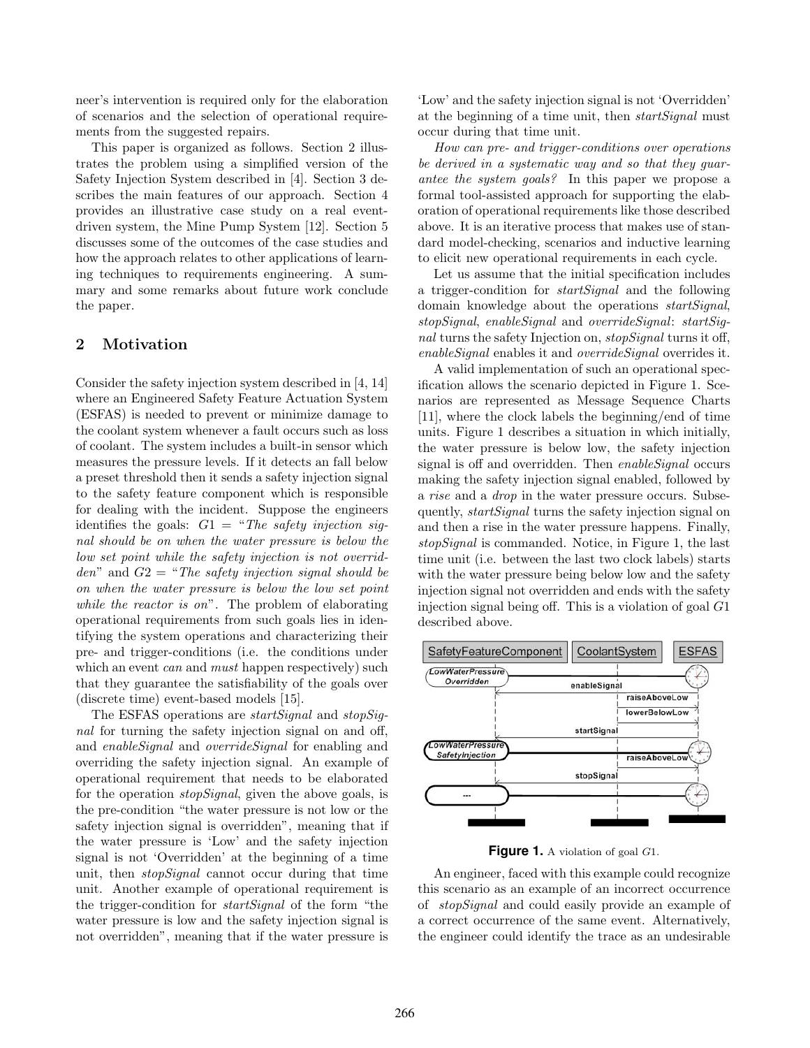neer's intervention is required only for the elaboration of scenarios and the selection of operational requirements from the suggested repairs.

This paper is organized as follows. Section 2 illustrates the problem using a simplified version of the Safety Injection System described in [4]. Section 3 describes the main features of our approach. Section 4 provides an illustrative case study on a real event-driven system, the Mine Pump System [12]. Section 5 discusses some of the outcomes of the case studies and how the approach relates to other applications of learning techniques to requirements engineering. A summary and some remarks about future work conclude the paper.

## 2 Motivation

Consider the safety injection system described in [4, 14] where an Engineered Safety Feature Actuation System (ESFAS) is needed to prevent or minimize damage to the coolant system whenever a fault occurs such as loss of coolant. The system includes a built-in sensor which measures the pressure levels. If it detects an fall below a preset threshold then it sends a safety injection signal to the safety feature component which is responsible for dealing with the incident. Suppose the engineers identifies the goals: $G1$ = "*The safety injection signal should be on when the water pressure is below the low set point while the safety injection is not overridden*" and $G2$ = "*The safety injection signal should be on when the water pressure is below the low set point while the reactor is on*". The problem of elaborating operational requirements from such goals lies in identifying the system operations and characterizing their pre- and trigger-conditions (i.e. the conditions under which an event *can* and *must* happen respectively) such that they guarantee the satisfiability of the goals over (discrete time) event-based models [15].

The ESFAS operations are *startSignal* and *stopSignal* for turning the safety injection signal on and off, and *enableSignal* and *overrideSignal* for enabling and overriding the safety injection signal. An example of operational requirement that needs to be elaborated for the operation *stopSignal*, given the above goals, is the pre-condition "the water pressure is not low or the safety injection signal is overridden", meaning that if the water pressure is 'Low' and the safety injection signal is not 'Overridden' at the beginning of a time unit, then *stopSignal* cannot occur during that time unit. Another example of operational requirement is the trigger-condition for *startSignal* of the form "the water pressure is low and the safety injection signal is not overridden", meaning that if the water pressure is 'Low' and the safety injection signal is not 'Overridden' at the beginning of a time unit, then *startSignal* must occur during that time unit.

*How can pre- and trigger-conditions over operations be derived in a systematic way and so that they guarantee the system goals?* In this paper we propose a formal tool-assisted approach for supporting the elaboration of operational requirements like those described above. It is an iterative process that makes use of standard model-checking, scenarios and inductive learning to elicit new operational requirements in each cycle.

Let us assume that the initial specification includes a trigger-condition for *startSignal* and the following domain knowledge about the operations *startSignal*, *stopSignal*, *enableSignal* and *overrideSignal*: *startSignal* turns the safety Injection on, *stopSignal* turns it off, *enableSignal* enables it and *overrideSignal* overrides it.

A valid implementation of such an operational specification allows the scenario depicted in Figure 1. Scenarios are represented as Message Sequence Charts [11], where the clock labels the beginning/end of time units. Figure 1 describes a situation in which initially, the water pressure is below low, the safety injection signal is off and overridden. Then *enableSignal* occurs making the safety injection signal enabled, followed by a *rise* and a *drop* in the water pressure occurs. Subsequently, *startSignal* turns the safety injection signal on and then a rise in the water pressure happens. Finally, *stopSignal* is commanded. Notice, in Figure 1, the last time unit (i.e. between the last two clock labels) starts with the water pressure being below low and the safety injection signal not overridden and ends with the safety injection signal being off. This is a violation of goal $G1$ described above.

**Figure 1.** A violation of goal $G1$.

An engineer, faced with this example could recognize this scenario as an example of an incorrect occurrence of *stopSignal* and could easily provide an example of a correct occurrence of the same event. Alternatively, the engineer could identify the trace as an undesirable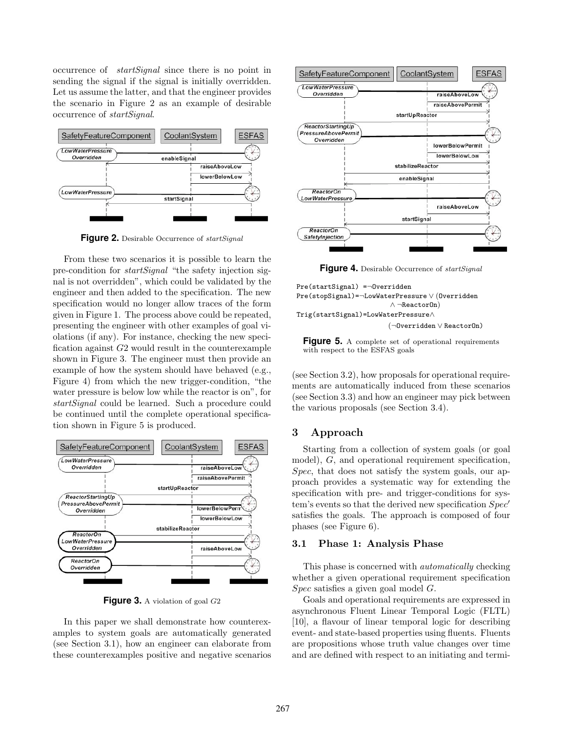occurrence of *startSignal* since there is no point in sending the signal if the signal is initially overridden. Let us assume the latter, and that the engineer provides the scenario in Figure 2 as an example of desirable occurrence of *startSignal*.

**Figure 2.** Desirable Occurrence of *startSignal*

From these two scenarios it is possible to learn the pre-condition for *startSignal* "the safety injection signal is not overridden", which could be validated by the engineer and then added to the specification. The new specification would no longer allow traces of the form given in Figure 1. The process above could be repeated, presenting the engineer with other examples of goal violations (if any). For instance, checking the new specification against $G2$ would result in the counterexample shown in Figure 3. The engineer must then provide an example of how the system should have behaved (e.g., Figure 4) from which the new trigger-condition, "the water pressure is below low while the reactor is on", for *startSignal* could be learned. Such a procedure could be continued until the complete operational specification shown in Figure 5 is produced.

**Figure 3.** A violation of goal $G2$

In this paper we shall demonstrate how counterexamples to system goals are automatically generated (see Section 3.1), how an engineer can elaborate from these counterexamples positive and negative scenarios (see Section 3.2), how proposals for operational requirements are automatically induced from these scenarios (see Section 3.3) and how an engineer may pick between the various proposals (see Section 3.4).

**Figure 4.** Desirable Occurrence of *startSignal*

```
Pre(startSignal) =¬Overridden
Pre(stopSignal)=¬LowWaterPressure ∨ (Overridden
                        ∧ ¬ReactorOn)
Trig(startSignal)=LowWaterPressure∧
                        (¬Overridden ∨ ReactorOn)
```

**Figure 5.** A complete set of operational requirements with respect to the ESFAS goals

## 3 Approach

Starting from a collection of system goals (or goal model), $G$, and operational requirement specification, *Spec*, that does not satisfy the system goals, our approach provides a systematic way for extending the specification with pre- and trigger-conditions for system's events so that the derived new specification $Spec'$ satisfies the goals. The approach is composed of four phases (see Figure 6).

### 3.1 Phase 1: Analysis Phase

This phase is concerned with *automatically* checking whether a given operational requirement specification *Spec* satisfies a given goal model $G$.

Goals and operational requirements are expressed in asynchronous Fluent Linear Temporal Logic (FLTL) [10], a flavour of linear temporal logic for describing event- and state-based properties using fluents. Fluents are propositions whose truth value changes over time and are defined with respect to an initiating and termi-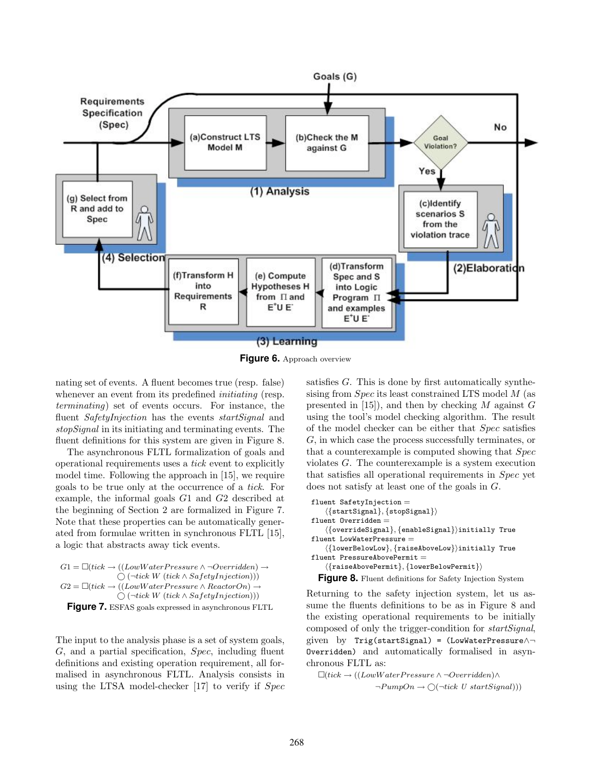Figure 6. Approach overview

nating set of events. A fluent becomes true (resp. false) whenever an event from its predefined *initiating* (resp. *terminating*) set of events occurs. For instance, the fluent *SafetyInjection* has the events *startSignal* and *stopSignal* in its initiating and terminating events. The fluent definitions for this system are given in Figure 8.

The asynchronous FLTL formalization of goals and operational requirements uses a *tick* event to explicitly model time. Following the approach in [15], we require goals to be true only at the occurrence of a *tick*. For example, the informal goals $G1$ and $G2$ described at the beginning of Section 2 are formalized in Figure 7. Note that these properties can be automatically generated from formulae written in synchronous FLTL [15], a logic that abstracts away tick events.

$$G1 = \Box(tick \rightarrow ((LowWaterPressure \wedge \neg Overridden) \rightarrow \bigcirc(\neg tick\ W\ (tick \wedge SafetyInjection)))$$
$$G2 = \Box(tick \rightarrow ((LowWaterPressure \wedge ReactorOn) \rightarrow \bigcirc(\neg tick\ W\ (tick \wedge SafetyInjection)))$$

**Figure 7.** ESFAS goals expressed in asynchronous FLTL

The input to the analysis phase is a set of system goals, $G$, and a partial specification, *Spec*, including fluent definitions and existing operation requirement, all formalised in asynchronous FLTL. Analysis consists in using the LTSA model-checker [17] to verify if *Spec* satisfies $G$. This is done by first automatically synthesising from *Spec* its least constrained LTS model $M$ (as presented in [15]), and then by checking $M$ against $G$ using the tool's model checking algorithm. The result of the model checker can be either that *Spec* satisfies $G$, in which case the process successfully terminates, or that a counterexample is computed showing that *Spec* violates $G$. The counterexample is a system execution that satisfies all operational requirements in *Spec* yet does not satisfy at least one of the goals in $G$.

```
fluent SafetyInjection =
    ⟨{startSignal}, {stopSignal}⟩
fluent Overridden =
    ⟨{overrideSignal}, {enableSignal}⟩initially True
fluent LowWaterPressure =
    ⟨{lowerBelowLow}, {raiseAboveLow}⟩initially True
fluent PressureAbovePermit =
    ⟨{raiseAbovePermit}, {lowerBelowPermit}⟩
```

**Figure 8.** Fluent definitions for Safety Injection System

Returning to the safety injection system, let us assume the fluents definitions to be as in Figure 8 and the existing operational requirements to be initially composed of only the trigger-condition for *startSignal*, given by `Trig(startSignal) = (LowWaterPressure∧¬Overridden)` and automatically formalised in asynchronous FLTL as:

$$\Box(tick \rightarrow ((LowWaterPressure \wedge \neg Overridden) \wedge \neg PumpOn \rightarrow \bigcirc(\neg tick\ U\ startSignal)))$$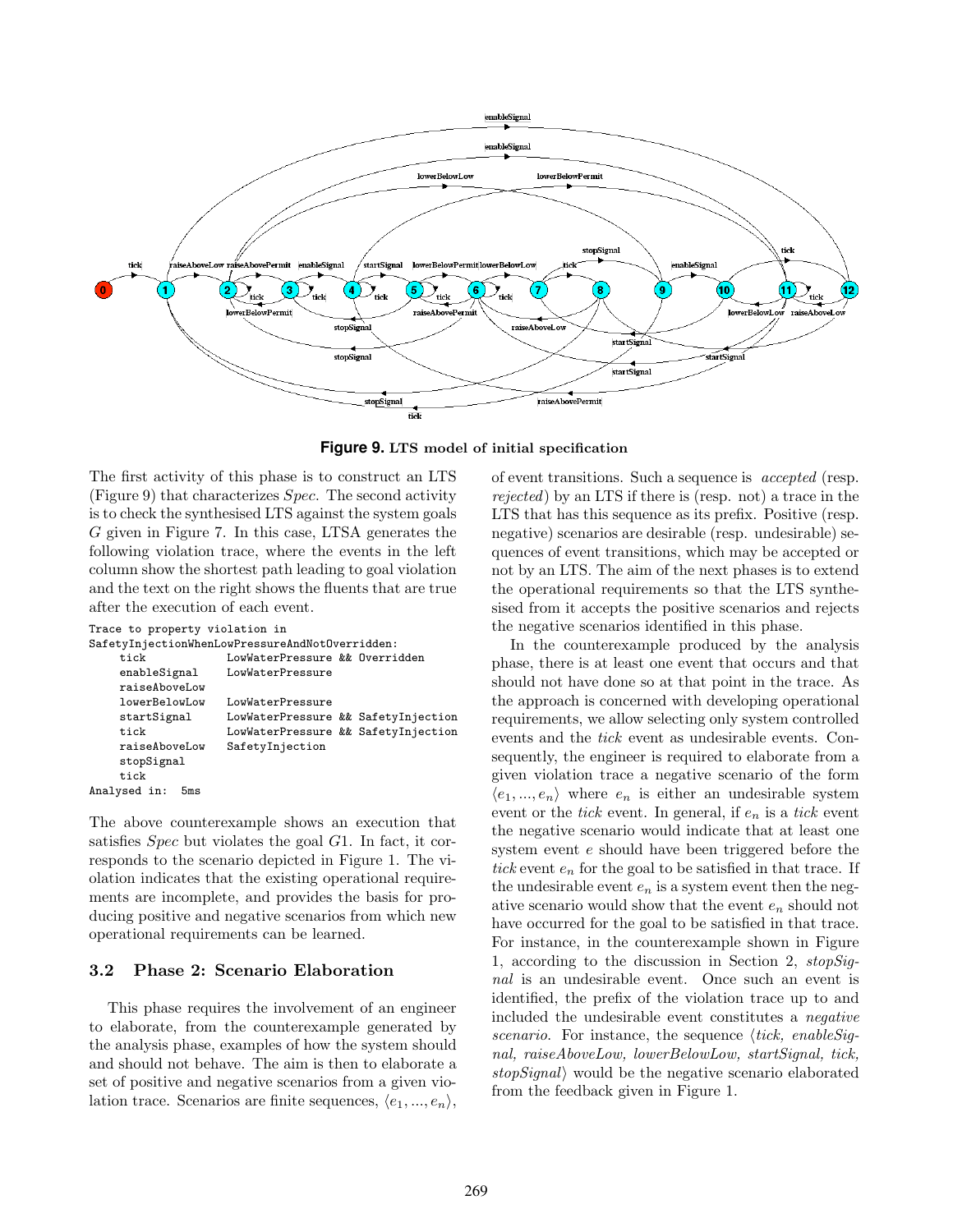**Figure 9. LTS model of initial specification**

The first activity of this phase is to construct an LTS (Figure 9) that characterizes *Spec*. The second activity is to check the synthesised LTS against the system goals $G$ given in Figure 7. In this case, LTSA generates the following violation trace, where the events in the left column show the shortest path leading to goal violation and the text on the right shows the fluents that are true after the execution of each event.

```
Trace to property violation in
SafetyInjectionWhenLowPressureAndNotOverridden:
     tick             LowWaterPressure && Overridden
     enableSignal     LowWaterPressure
     raiseAboveLow
     lowerBelowLow    LowWaterPressure
     startSignal      LowWaterPressure && SafetyInjection
     tick             LowWaterPressure && SafetyInjection
     raiseAboveLow    SafetyInjection
     stopSignal
     tick
Analysed in:  5ms
```

The above counterexample shows an execution that satisfies *Spec* but violates the goal G1. In fact, it corresponds to the scenario depicted in Figure 1. The violation indicates that the existing operational requirements are incomplete, and provides the basis for producing positive and negative scenarios from which new operational requirements can be learned.

### 3.2 Phase 2: Scenario Elaboration

This phase requires the involvement of an engineer to elaborate, from the counterexample generated by the analysis phase, examples of how the system should and should not behave. The aim is then to elaborate a set of positive and negative scenarios from a given violation trace. Scenarios are finite sequences, $\langle e_1, ..., e_n \rangle$, of event transitions. Such a sequence is *accepted* (resp. *rejected*) by an LTS if there is (resp. not) a trace in the LTS that has this sequence as its prefix. Positive (resp. negative) scenarios are desirable (resp. undesirable) sequences of event transitions, which may be accepted or not by an LTS. The aim of the next phases is to extend the operational requirements so that the LTS synthesised from it accepts the positive scenarios and rejects the negative scenarios identified in this phase.

In the counterexample produced by the analysis phase, there is at least one event that occurs and that should not have done so at that point in the trace. As the approach is concerned with developing operational requirements, we allow selecting only system controlled events and the *tick* event as undesirable events. Consequently, the engineer is required to elaborate from a given violation trace a negative scenario of the form $\langle e_1, ..., e_n \rangle$ where $e_n$ is either an undesirable system event or the *tick* event. In general, if $e_n$ is a *tick* event the negative scenario would indicate that at least one system event $e$ should have been triggered before the *tick* event $e_n$ for the goal to be satisfied in that trace. If the undesirable event $e_n$ is a system event then the negative scenario would show that the event $e_n$ should not have occurred for the goal to be satisfied in that trace. For instance, in the counterexample shown in Figure 1, according to the discussion in Section 2, *stopSignal* is an undesirable event. Once such an event is identified, the prefix of the violation trace up to and included the undesirable event constitutes a *negative scenario*. For instance, the sequence $\langle$*tick, enableSignal, raiseAboveLow, lowerBelowLow, startSignal, tick, stopSignal*$\rangle$ would be the negative scenario elaborated from the feedback given in Figure 1.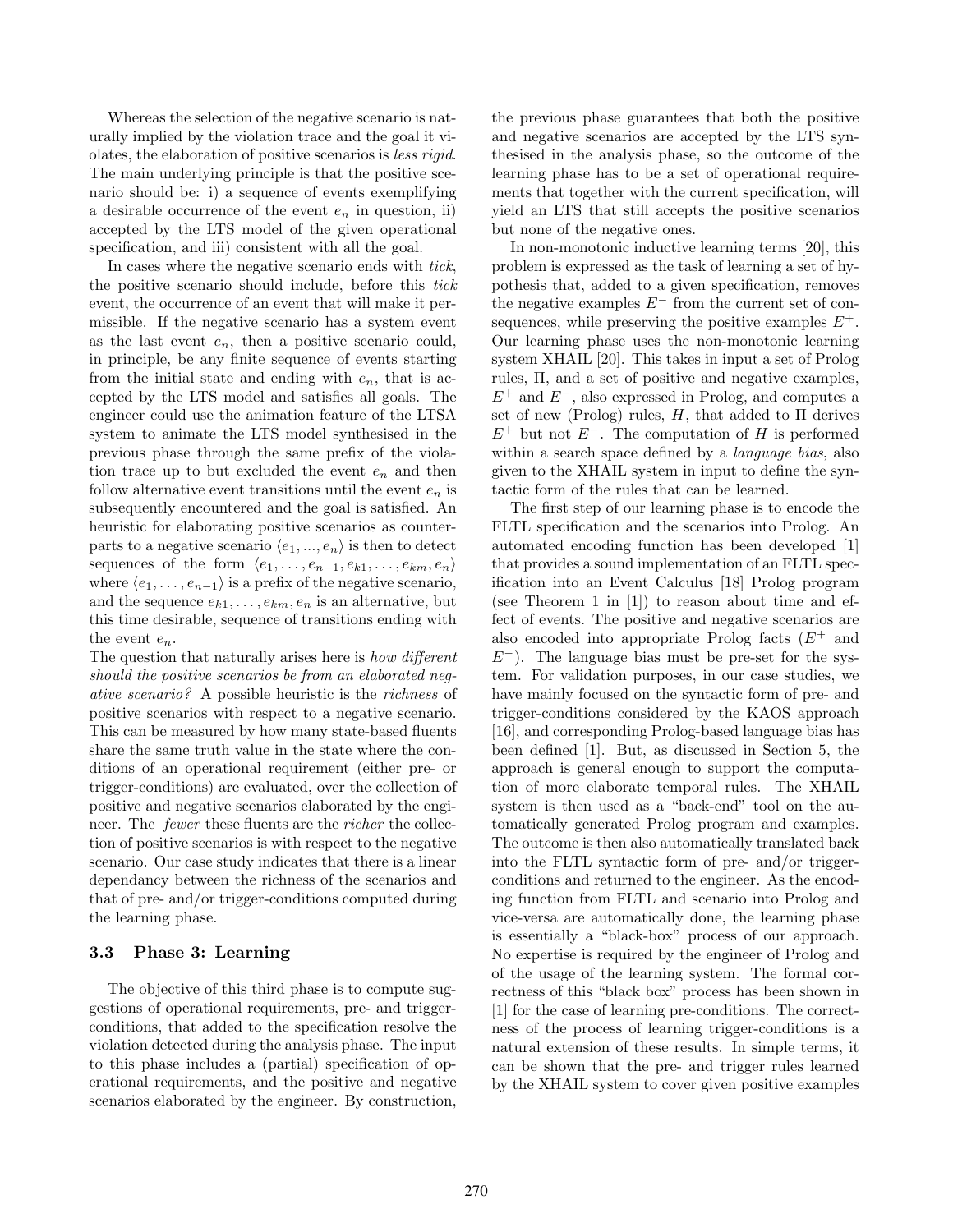Whereas the selection of the negative scenario is naturally implied by the violation trace and the goal it violates, the elaboration of positive scenarios is *less rigid*. The main underlying principle is that the positive scenario should be: i) a sequence of events exemplifying a desirable occurrence of the event $e_n$ in question, ii) accepted by the LTS model of the given operational specification, and iii) consistent with all the goal.

In cases where the negative scenario ends with *tick*, the positive scenario should include, before this *tick* event, the occurrence of an event that will make it permissible. If the negative scenario has a system event as the last event $e_n$, then a positive scenario could, in principle, be any finite sequence of events starting from the initial state and ending with $e_n$, that is accepted by the LTS model and satisfies all goals. The engineer could use the animation feature of the LTSA system to animate the LTS model synthesised in the previous phase through the same prefix of the violation trace up to but excluded the event $e_n$ and then follow alternative event transitions until the event $e_n$ is subsequently encountered and the goal is satisfied. An heuristic for elaborating positive scenarios as counterparts to a negative scenario $\langle e_1, ..., e_n \rangle$ is then to detect sequences of the form $\langle e_1, \ldots, e_{n-1}, e_{k1}, \ldots, e_{km}, e_n \rangle$ where $\langle e_1, \ldots, e_{n-1} \rangle$ is a prefix of the negative scenario, and the sequence $e_{k1}, \ldots, e_{km}, e_n$ is an alternative, but this time desirable, sequence of transitions ending with the event $e_n$.

The question that naturally arises here is *how different should the positive scenarios be from an elaborated negative scenario?* A possible heuristic is the *richness* of positive scenarios with respect to a negative scenario. This can be measured by how many state-based fluents share the same truth value in the state where the conditions of an operational requirement (either pre- or trigger-conditions) are evaluated, over the collection of positive and negative scenarios elaborated by the engineer. The *fewer* these fluents are the *richer* the collection of positive scenarios is with respect to the negative scenario. Our case study indicates that there is a linear dependancy between the richness of the scenarios and that of pre- and/or trigger-conditions computed during the learning phase.

### 3.3 Phase 3: Learning

The objective of this third phase is to compute suggestions of operational requirements, pre- and trigger-conditions, that added to the specification resolve the violation detected during the analysis phase. The input to this phase includes a (partial) specification of operational requirements, and the positive and negative scenarios elaborated by the engineer. By construction, the previous phase guarantees that both the positive and negative scenarios are accepted by the LTS synthesised in the analysis phase, so the outcome of the learning phase has to be a set of operational requirements that together with the current specification, will yield an LTS that still accepts the positive scenarios but none of the negative ones.

In non-monotonic inductive learning terms [20], this problem is expressed as the task of learning a set of hypothesis that, added to a given specification, removes the negative examples $E^-$ from the current set of consequences, while preserving the positive examples $E^+$. Our learning phase uses the non-monotonic learning system XHAIL [20]. This takes in input a set of Prolog rules, $\Pi$, and a set of positive and negative examples, $E^+$ and $E^-$, also expressed in Prolog, and computes a set of new (Prolog) rules, $H$, that added to $\Pi$ derives $E^+$ but not $E^-$. The computation of $H$ is performed within a search space defined by a *language bias*, also given to the XHAIL system in input to define the syntactic form of the rules that can be learned.

The first step of our learning phase is to encode the FLTL specification and the scenarios into Prolog. An automated encoding function has been developed [1] that provides a sound implementation of an FLTL specification into an Event Calculus [18] Prolog program (see Theorem 1 in [1]) to reason about time and effect of events. The positive and negative scenarios are also encoded into appropriate Prolog facts ($E^+$ and $E^-$). The language bias must be pre-set for the system. For validation purposes, in our case studies, we have mainly focused on the syntactic form of pre- and trigger-conditions considered by the KAOS approach [16], and corresponding Prolog-based language bias has been defined [1]. But, as discussed in Section 5, the approach is general enough to support the computation of more elaborate temporal rules. The XHAIL system is then used as a "back-end" tool on the automatically generated Prolog program and examples. The outcome is then also automatically translated back into the FLTL syntactic form of pre- and/or trigger-conditions and returned to the engineer. As the encoding function from FLTL and scenario into Prolog and vice-versa are automatically done, the learning phase is essentially a "black-box" process of our approach. No expertise is required by the engineer of Prolog and of the usage of the learning system. The formal correctness of this "black box" process has been shown in [1] for the case of learning pre-conditions. The correctness of the process of learning trigger-conditions is a natural extension of these results. In simple terms, it can be shown that the pre- and trigger rules learned by the XHAIL system to cover given positive examples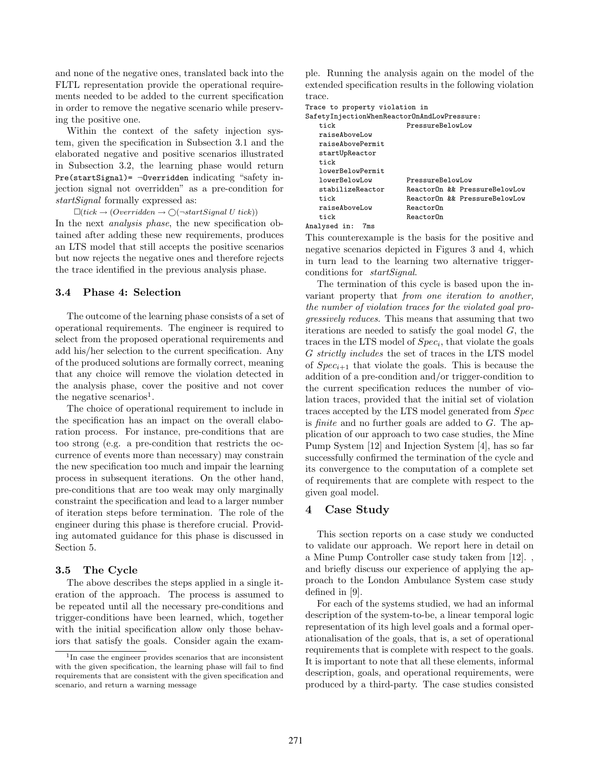and none of the negative ones, translated back into the FLTL representation provide the operational requirements needed to be added to the current specification in order to remove the negative scenario while preserving the positive one.

Within the context of the safety injection system, given the specification in Subsection 3.1 and the elaborated negative and positive scenarios illustrated in Subsection 3.2, the learning phase would return `Pre(startSignal)= ¬Overridden` indicating "safety injection signal not overridden" as a pre-condition for *startSignal* formally expressed as:

$$\Box(tick \rightarrow (Overridden \rightarrow \bigcirc(\neg startSignal\ U\ tick))$$

In the next *analysis phase*, the new specification obtained after adding these new requirements, produces an LTS model that still accepts the positive scenarios but now rejects the negative ones and therefore rejects the trace identified in the previous analysis phase.

### 3.4 Phase 4: Selection

The outcome of the learning phase consists of a set of operational requirements. The engineer is required to select from the proposed operational requirements and add his/her selection to the current specification. Any of the produced solutions are formally correct, meaning that any choice will remove the violation detected in the analysis phase, cover the positive and not cover the negative scenarios[1].

The choice of operational requirement to include in the specification has an impact on the overall elaboration process. For instance, pre-conditions that are too strong (e.g. a pre-condition that restricts the occurrence of events more than necessary) may constrain the new specification too much and impair the learning process in subsequent iterations. On the other hand, pre-conditions that are too weak may only marginally constraint the specification and lead to a larger number of iteration steps before termination. The role of the engineer during this phase is therefore crucial. Providing automated guidance for this phase is discussed in Section 5.

### 3.5 The Cycle

The above describes the steps applied in a single iteration of the approach. The process is assumed to be repeated until all the necessary pre-conditions and trigger-conditions have been learned, which, together with the initial specification allow only those behaviors that satisfy the goals. Consider again the example. Running the analysis again on the model of the extended specification results in the following violation trace.

```
Trace to property violation in
SafetyInjectionWhenReactorOnAndLowPressure:
    tick                  PressureBelowLow
    raiseAboveLow
    raiseAbovePermit
    startUpReactor
    tick
    lowerBelowPermit
    lowerBelowLow         PressureBelowLow
    stabilizeReactor      ReactorOn && PressureBelowLow
    tick                  ReactorOn && PressureBelowLow
    raiseAboveLow         ReactorOn
    tick                  ReactorOn
Analysed in:  7ms
```

This counterexample is the basis for the positive and negative scenarios depicted in Figures 3 and 4, which in turn lead to the learning two alternative trigger-conditions for *startSignal*.

The termination of this cycle is based upon the invariant property that *from one iteration to another, the number of violation traces for the violated goal progressively reduces*. This means that assuming that two iterations are needed to satisfy the goal model $G$, the traces in the LTS model of $Spec_i$, that violate the goals $G$ *strictly includes* the set of traces in the LTS model of $Spec_{i+1}$ that violate the goals. This is because the addition of a pre-condition and/or trigger-condition to the current specification reduces the number of violation traces, provided that the initial set of violation traces accepted by the LTS model generated from *Spec* is *finite* and no further goals are added to $G$. The application of our approach to two case studies, the Mine Pump System [12] and Injection System [4], has so far successfully confirmed the termination of the cycle and its convergence to the computation of a complete set of requirements that are complete with respect to the given goal model.

## 4 Case Study

This section reports on a case study we conducted to validate our approach. We report here in detail on a Mine Pump Controller case study taken from [12]. , and briefly discuss our experience of applying the approach to the London Ambulance System case study defined in [9].

For each of the systems studied, we had an informal description of the system-to-be, a linear temporal logic representation of its high level goals and a formal operationalisation of the goals, that is, a set of operational requirements that is complete with respect to the goals. It is important to note that all these elements, informal description, goals, and operational requirements, were produced by a third-party. The case studies consisted

[1] In case the engineer provides scenarios that are inconsistent with the given specification, the learning phase will fail to find requirements that are consistent with the given specification and scenario, and return a warning message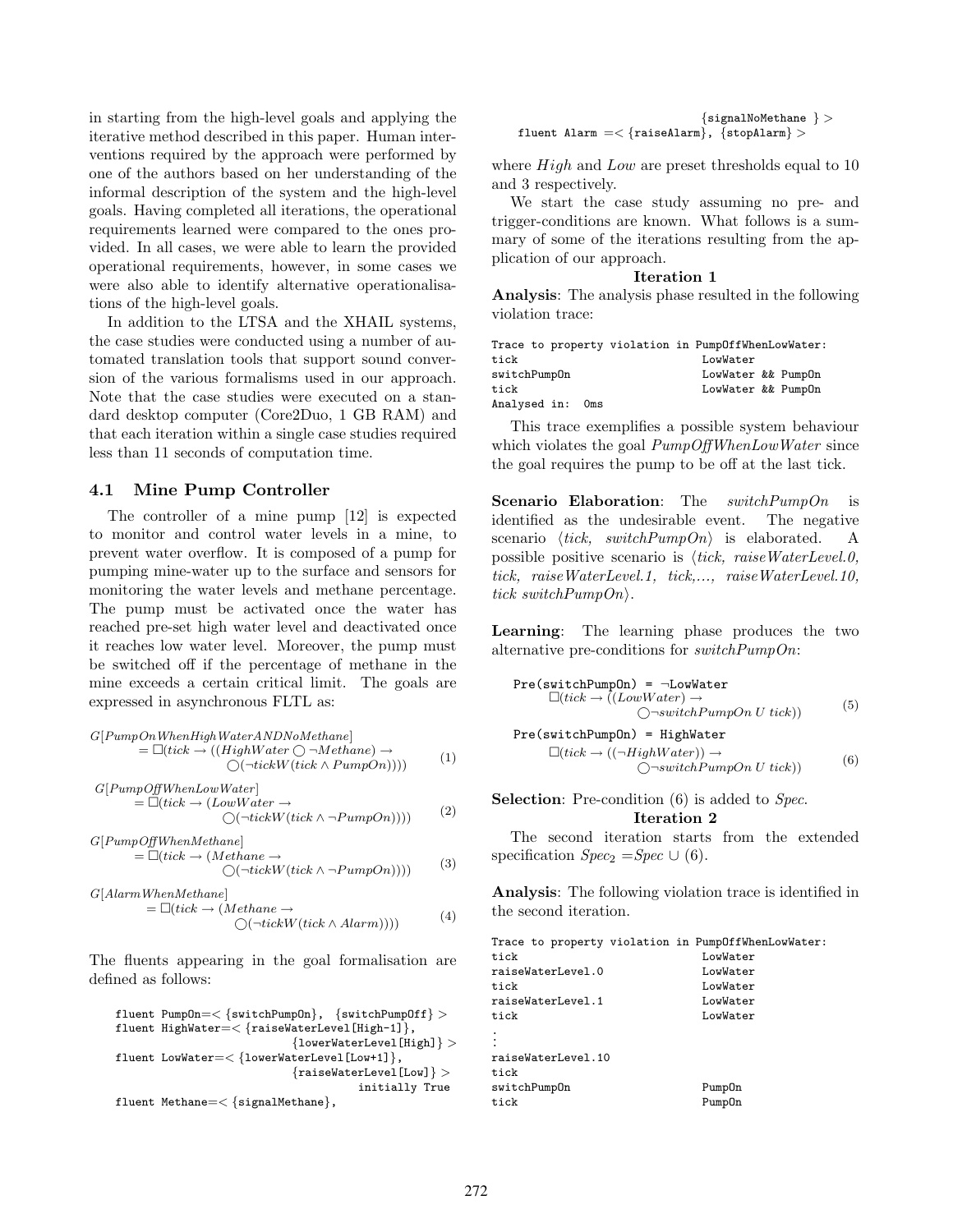in starting from the high-level goals and applying the iterative method described in this paper. Human interventions required by the approach were performed by one of the authors based on her understanding of the informal description of the system and the high-level goals. Having completed all iterations, the operational requirements learned were compared to the ones provided. In all cases, we were able to learn the provided operational requirements, however, in some cases we were also able to identify alternative operationalisations of the high-level goals.

In addition to the LTSA and the XHAIL systems, the case studies were conducted using a number of automated translation tools that support sound conversion of the various formalisms used in our approach. Note that the case studies were executed on a standard desktop computer (Core2Duo, 1 GB RAM) and that each iteration within a single case studies required less than 11 seconds of computation time.

### 4.1 Mine Pump Controller

The controller of a mine pump [12] is expected to monitor and control water levels in a mine, to prevent water overflow. It is composed of a pump for pumping mine-water up to the surface and sensors for monitoring the water levels and methane percentage. The pump must be activated once the water has reached pre-set high water level and deactivated once it reaches low water level. Moreover, the pump must be switched off if the percentage of methane in the mine exceeds a certain critical limit. The goals are expressed in asynchronous FLTL as:

$$G[PumpOnWhenHighWaterANDNoMethane] = \Box(tick \rightarrow ((HighWater \bigcirc \neg Methane) \rightarrow \bigcirc(\neg tick W(tick \wedge PumpOn)))) \quad (1)$$

$$G[PumpOffWhenLowWater] = \Box(tick \rightarrow (LowWater \rightarrow \bigcirc(\neg tick W(tick \wedge \neg PumpOn)))) \quad (2)$$

$$G[PumpOffWhenMethane] = \Box(tick \rightarrow (Methane \rightarrow \bigcirc(\neg tick W(tick \wedge \neg PumpOn)))) \quad (3)$$

$$G[AlarmWhenMethane] = \Box(tick \rightarrow (Methane \rightarrow \bigcirc(\neg tick W(tick \wedge Alarm)))) \quad (4)$$

The fluents appearing in the goal formalisation are defined as follows:

```
fluent PumpOn=< {switchPumpOn}, {switchPumpOff} >
fluent HighWater=< {raiseWaterLevel[High-1]},
                        {lowerWaterLevel[High]} >
fluent LowWater=< {lowerWaterLevel[Low+1]},
                        {raiseWaterLevel[Low]} >
                                   initially True
fluent Methane=< {signalMethane},
                                {signalNoMethane } >
fluent Alarm =< {raiseAlarm}, {stopAlarm} >
```

where $High$ and $Low$ are preset thresholds equal to 10 and 3 respectively.

We start the case study assuming no pre- and trigger-conditions are known. What follows is a summary of some of the iterations resulting from the application of our approach.

**Iteration 1**

**Analysis**: The analysis phase resulted in the following violation trace:

```
Trace to property violation in PumpOffWhenLowWater:
tick                          LowWater
switchPumpOn                  LowWater && PumpOn
tick                          LowWater && PumpOn
Analysed in:  0ms
```

This trace exemplifies a possible system behaviour which violates the goal *PumpOffWhenLowWater* since the goal requires the pump to be off at the last tick.

**Scenario Elaboration**: The *switchPumpOn* is identified as the undesirable event. The negative scenario ⟨*tick, switchPumpOn*⟩ is elaborated. A possible positive scenario is ⟨*tick, raiseWaterLevel.0, tick, raiseWaterLevel.1, tick,..., raiseWaterLevel.10, tick switchPumpOn*⟩.

**Learning**: The learning phase produces the two alternative pre-conditions for *switchPumpOn*:

Pre(switchPumpOn) = ¬LowWater

$$\Box(tick \rightarrow ((LowWater) \rightarrow \bigcirc\neg switchPumpOn\ U\ tick)) \quad (5)$$

Pre(switchPumpOn) = HighWater

$$\Box(tick \rightarrow ((\neg HighWater)) \rightarrow \bigcirc\neg switchPumpOn\ U\ tick)) \quad (6)$$

**Selection**: Pre-condition (6) is added to *Spec*.

**Iteration 2**

The second iteration starts from the extended specification $Spec_2 = Spec \cup (6)$.

**Analysis**: The following violation trace is identified in the second iteration.

```
Trace to property violation in PumpOffWhenLowWater:
tick                          LowWater
raiseWaterLevel.0             LowWater
tick                          LowWater
raiseWaterLevel.1             LowWater
tick                          LowWater
.
:
raiseWaterLevel.10
tick
switchPumpOn                  PumpOn
tick                          PumpOn
```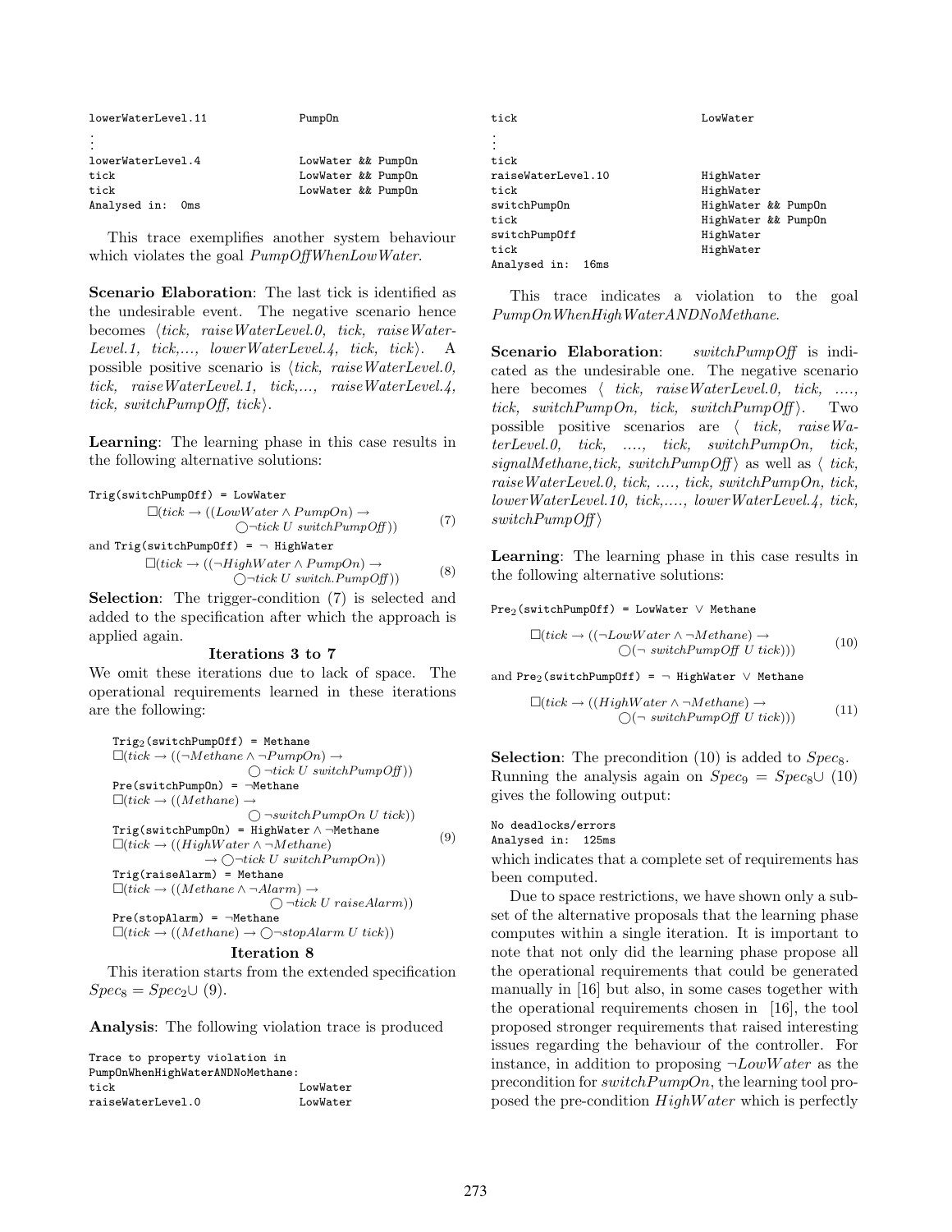```
lowerWaterLevel.11          PumpOn
⋮
lowerWaterLevel.4           LowWater && PumpOn
tick                        LowWater && PumpOn
tick                        LowWater && PumpOn
Analysed in:  0ms
```

This trace exemplifies another system behaviour which violates the goal *PumpOffWhenLowWater*.

**Scenario Elaboration**: The last tick is identified as the undesirable event. The negative scenario hence becomes ⟨*tick, raiseWaterLevel.0, tick, raiseWaterLevel.1, tick,..., lowerWaterLevel.4, tick, tick*⟩. A possible positive scenario is ⟨*tick, raiseWaterLevel.0, tick, raiseWaterLevel.1, tick,..., raiseWaterLevel.4, tick, switchPumpOff, tick*⟩.

**Learning**: The learning phase in this case results in the following alternative solutions:

`Trig(switchPumpOff) = LowWater`

$$\Box(tick \rightarrow ((LowWater \wedge PumpOn) \rightarrow \bigcirc \neg tick\ U\ switchPumpOff)) \quad (7)$$

and `Trig(switchPumpOff) = ¬ HighWater`

$$\Box(tick \rightarrow ((\neg HighWater \wedge PumpOn) \rightarrow \bigcirc \neg tick\ U\ switch.PumpOff)) \quad (8)$$

**Selection**: The trigger-condition (7) is selected and added to the specification after which the approach is applied again.

### Iterations 3 to 7

We omit these iterations due to lack of space. The operational requirements learned in these iterations are the following:

`Trig`$_2$`(switchPumpOff) = Methane`
$\Box(tick \rightarrow ((\neg Methane \wedge \neg PumpOn) \rightarrow \bigcirc \neg tick\ U\ switchPumpOff))$
`Pre(switchPumpOn) = ¬Methane`
$\Box(tick \rightarrow ((Methane) \rightarrow \bigcirc \neg switchPumpOn\ U\ tick))$
`Trig(switchPumpOn) = HighWater ∧ ¬Methane`
$\Box(tick \rightarrow ((HighWater \wedge \neg Methane) \rightarrow \bigcirc \neg tick\ U\ switchPumpOn))$ (9)
`Trig(raiseAlarm) = Methane`
$\Box(tick \rightarrow ((Methane \wedge \neg Alarm) \rightarrow \bigcirc \neg tick\ U\ raiseAlarm))$
`Pre(stopAlarm) = ¬Methane`
$\Box(tick \rightarrow ((Methane) \rightarrow \bigcirc \neg stopAlarm\ U\ tick))$

### Iteration 8

This iteration starts from the extended specification $Spec_8 = Spec_2 \cup$ (9).

**Analysis**: The following violation trace is produced

```
Trace to property violation in
PumpOnWhenHighWaterANDNoMethane:
tick                        LowWater
raiseWaterLevel.0           LowWater
tick                        LowWater
⋮
tick
raiseWaterLevel.10          HighWater
tick                        HighWater
switchPumpOn                HighWater && PumpOn
tick                        HighWater && PumpOn
switchPumpOff               HighWater
tick                        HighWater
Analysed in:  16ms
```

This trace indicates a violation to the goal *PumpOnWhenHighWaterANDNoMethane*.

**Scenario Elaboration**: *switchPumpOff* is indicated as the undesirable one. The negative scenario here becomes ⟨ *tick, raiseWaterLevel.0, tick, ...., tick, switchPumpOn, tick, switchPumpOff*⟩. Two possible positive scenarios are ⟨ *tick, raiseWaterLevel.0, tick, ...., tick, switchPumpOn, tick, signalMethane,tick, switchPumpOff*⟩ as well as ⟨ *tick, raiseWaterLevel.0, tick, ...., tick, switchPumpOn, tick, lowerWaterLevel.10, tick,...., lowerWaterLevel.4, tick, switchPumpOff*⟩

**Learning**: The learning phase in this case results in the following alternative solutions:

`Pre`$_2$`(switchPumpOff) = LowWater ∨ Methane`

$$\Box(tick \rightarrow ((\neg LowWater \wedge \neg Methane) \rightarrow \bigcirc(\neg\ switchPumpOff\ U\ tick))) \quad (10)$$

and `Pre`$_2$`(switchPumpOff) = ¬ HighWater ∨ Methane`

$$\Box(tick \rightarrow ((HighWater \wedge \neg Methane) \rightarrow \bigcirc(\neg\ switchPumpOff\ U\ tick))) \quad (11)$$

**Selection**: The precondition (10) is added to $Spec_8$. Running the analysis again on $Spec_9 = Spec_8 \cup$ (10) gives the following output:

```
No deadlocks/errors
Analysed in:  125ms
```

which indicates that a complete set of requirements has been computed.

Due to space restrictions, we have shown only a subset of the alternative proposals that the learning phase computes within a single iteration. It is important to note that not only did the learning phase propose all the operational requirements that could be generated manually in [16] but also, in some cases together with the operational requirements chosen in [16], the tool proposed stronger requirements that raised interesting issues regarding the behaviour of the controller. For instance, in addition to proposing $\neg LowWater$ as the precondition for $switchPumpOn$, the learning tool proposed the pre-condition $HighWater$ which is perfectly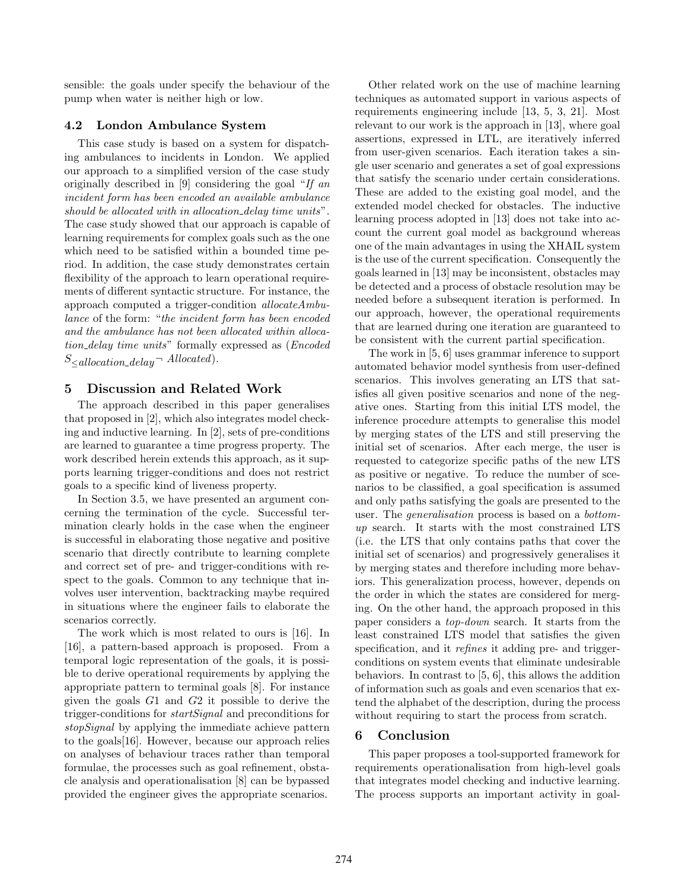sensible: the goals under specify the behaviour of the pump when water is neither high or low.

### 4.2 London Ambulance System

This case study is based on a system for dispatching ambulances to incidents in London. We applied our approach to a simplified version of the case study originally described in [9] considering the goal "*If an incident form has been encoded an available ambulance should be allocated with in allocation_delay time units*". The case study showed that our approach is capable of learning requirements for complex goals such as the one which need to be satisfied within a bounded time period. In addition, the case study demonstrates certain flexibility of the approach to learn operational requirements of different syntactic structure. For instance, the approach computed a trigger-condition *allocateAmbulance* of the form: "*the incident form has been encoded and the ambulance has not been allocated within allocation_delay time units*" formally expressed as ($Encoded\ S_{\leq allocation\_delay} \neg\ Allocated$).

## 5 Discussion and Related Work

The approach described in this paper generalises that proposed in [2], which also integrates model checking and inductive learning. In [2], sets of pre-conditions are learned to guarantee a time progress property. The work described herein extends this approach, as it supports learning trigger-conditions and does not restrict goals to a specific kind of liveness property.

In Section 3.5, we have presented an argument concerning the termination of the cycle. Successful termination clearly holds in the case when the engineer is successful in elaborating those negative and positive scenario that directly contribute to learning complete and correct set of pre- and trigger-conditions with respect to the goals. Common to any technique that involves user intervention, backtracking maybe required in situations where the engineer fails to elaborate the scenarios correctly.

The work which is most related to ours is [16]. In [16], a pattern-based approach is proposed. From a temporal logic representation of the goals, it is possible to derive operational requirements by applying the appropriate pattern to terminal goals [8]. For instance given the goals $G1$ and $G2$ it possible to derive the trigger-conditions for *startSignal* and preconditions for *stopSignal* by applying the immediate achieve pattern to the goals[16]. However, because our approach relies on analyses of behaviour traces rather than temporal formulae, the processes such as goal refinement, obstacle analysis and operationalisation [8] can be bypassed provided the engineer gives the appropriate scenarios.

Other related work on the use of machine learning techniques as automated support in various aspects of requirements engineering include [13, 5, 3, 21]. Most relevant to our work is the approach in [13], where goal assertions, expressed in LTL, are iteratively inferred from user-given scenarios. Each iteration takes a single user scenario and generates a set of goal expressions that satisfy the scenario under certain considerations. These are added to the existing goal model, and the extended model checked for obstacles. The inductive learning process adopted in [13] does not take into account the current goal model as background whereas one of the main advantages in using the XHAIL system is the use of the current specification. Consequently the goals learned in [13] may be inconsistent, obstacles may be detected and a process of obstacle resolution may be needed before a subsequent iteration is performed. In our approach, however, the operational requirements that are learned during one iteration are guaranteed to be consistent with the current partial specification.

The work in [5, 6] uses grammar inference to support automated behavior model synthesis from user-defined scenarios. This involves generating an LTS that satisfies all given positive scenarios and none of the negative ones. Starting from this initial LTS model, the inference procedure attempts to generalise this model by merging states of the LTS and still preserving the initial set of scenarios. After each merge, the user is requested to categorize specific paths of the new LTS as positive or negative. To reduce the number of scenarios to be classified, a goal specification is assumed and only paths satisfying the goals are presented to the user. The *generalisation* process is based on a *bottom-up* search. It starts with the most constrained LTS (i.e. the LTS that only contains paths that cover the initial set of scenarios) and progressively generalises it by merging states and therefore including more behaviors. This generalization process, however, depends on the order in which the states are considered for merging. On the other hand, the approach proposed in this paper considers a *top-down* search. It starts from the least constrained LTS model that satisfies the given specification, and it *refines* it adding pre- and trigger-conditions on system events that eliminate undesirable behaviors. In contrast to [5, 6], this allows the addition of information such as goals and even scenarios that extend the alphabet of the description, during the process without requiring to start the process from scratch.

## 6 Conclusion

This paper proposes a tool-supported framework for requirements operationalisation from high-level goals that integrates model checking and inductive learning. The process supports an important activity in goal-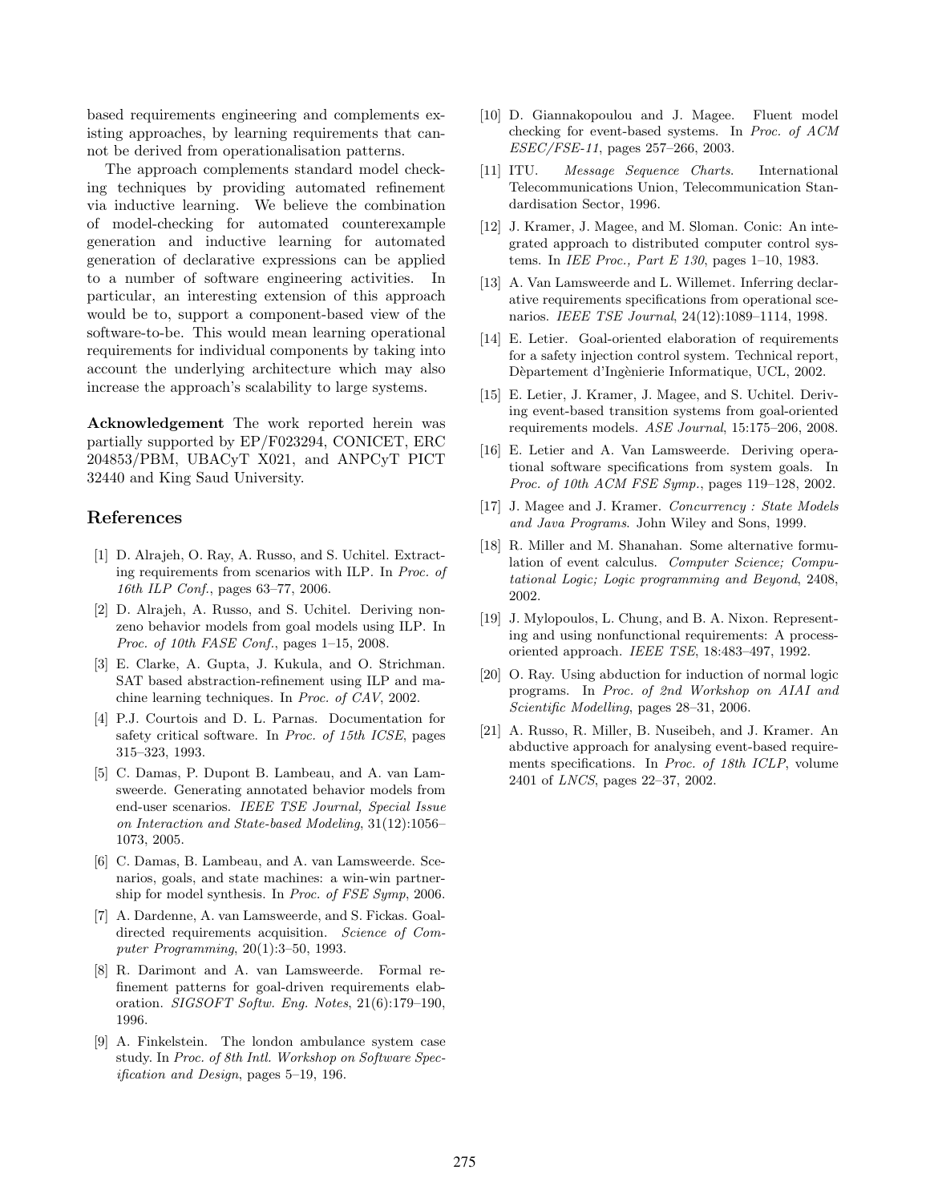based requirements engineering and complements existing approaches, by learning requirements that cannot be derived from operationalisation patterns.

The approach complements standard model checking techniques by providing automated refinement via inductive learning. We believe the combination of model-checking for automated counterexample generation and inductive learning for automated generation of declarative expressions can be applied to a number of software engineering activities. In particular, an interesting extension of this approach would be to, support a component-based view of the software-to-be. This would mean learning operational requirements for individual components by taking into account the underlying architecture which may also increase the approach's scalability to large systems.

**Acknowledgement** The work reported herein was partially supported by EP/F023294, CONICET, ERC 204853/PBM, UBACyT X021, and ANPCyT PICT 32440 and King Saud University.

## References

[1] D. Alrajeh, O. Ray, A. Russo, and S. Uchitel. Extracting requirements from scenarios with ILP. In *Proc. of 16th ILP Conf.*, pages 63–77, 2006.

[2] D. Alrajeh, A. Russo, and S. Uchitel. Deriving non-zeno behavior models from goal models using ILP. In *Proc. of 10th FASE Conf.*, pages 1–15, 2008.

[3] E. Clarke, A. Gupta, J. Kukula, and O. Strichman. SAT based abstraction-refinement using ILP and machine learning techniques. In *Proc. of CAV*, 2002.

[4] P.J. Courtois and D. L. Parnas. Documentation for safety critical software. In *Proc. of 15th ICSE*, pages 315–323, 1993.

[5] C. Damas, P. Dupont B. Lambeau, and A. van Lamsweerde. Generating annotated behavior models from end-user scenarios. *IEEE TSE Journal, Special Issue on Interaction and State-based Modeling*, 31(12):1056–1073, 2005.

[6] C. Damas, B. Lambeau, and A. van Lamsweerde. Scenarios, goals, and state machines: a win-win partnership for model synthesis. In *Proc. of FSE Symp*, 2006.

[7] A. Dardenne, A. van Lamsweerde, and S. Fickas. Goal-directed requirements acquisition. *Science of Computer Programming*, 20(1):3–50, 1993.

[8] R. Darimont and A. van Lamsweerde. Formal refinement patterns for goal-driven requirements elaboration. *SIGSOFT Softw. Eng. Notes*, 21(6):179–190, 1996.

[9] A. Finkelstein. The london ambulance system case study. In *Proc. of 8th Intl. Workshop on Software Specification and Design*, pages 5–19, 196.

[10] D. Giannakopoulou and J. Magee. Fluent model checking for event-based systems. In *Proc. of ACM ESEC/FSE-11*, pages 257–266, 2003.

[11] ITU. *Message Sequence Charts*. International Telecommunications Union, Telecommunication Standardisation Sector, 1996.

[12] J. Kramer, J. Magee, and M. Sloman. Conic: An integrated approach to distributed computer control systems. In *IEE Proc., Part E 130*, pages 1–10, 1983.

[13] A. Van Lamsweerde and L. Willemet. Inferring declarative requirements specifications from operational scenarios. *IEEE TSE Journal*, 24(12):1089–1114, 1998.

[14] E. Letier. Goal-oriented elaboration of requirements for a safety injection control system. Technical report, Dèpartement d'Ingènierie Informatique, UCL, 2002.

[15] E. Letier, J. Kramer, J. Magee, and S. Uchitel. Deriving event-based transition systems from goal-oriented requirements models. *ASE Journal*, 15:175–206, 2008.

[16] E. Letier and A. Van Lamsweerde. Deriving operational software specifications from system goals. In *Proc. of 10th ACM FSE Symp.*, pages 119–128, 2002.

[17] J. Magee and J. Kramer. *Concurrency : State Models and Java Programs*. John Wiley and Sons, 1999.

[18] R. Miller and M. Shanahan. Some alternative formulation of event calculus. *Computer Science; Computational Logic; Logic programming and Beyond*, 2408, 2002.

[19] J. Mylopoulos, L. Chung, and B. A. Nixon. Representing and using nonfunctional requirements: A process-oriented approach. *IEEE TSE*, 18:483–497, 1992.

[20] O. Ray. Using abduction for induction of normal logic programs. In *Proc. of 2nd Workshop on AIAI and Scientific Modelling*, pages 28–31, 2006.

[21] A. Russo, R. Miller, B. Nuseibeh, and J. Kramer. An abductive approach for analysing event-based requirements specifications. In *Proc. of 18th ICLP*, volume 2401 of *LNCS*, pages 22–37, 2002.